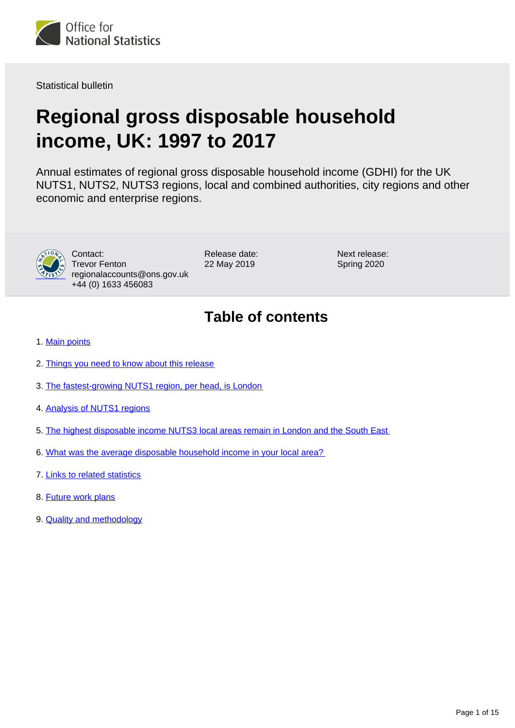Office for National Statistics

Statistical bulletin

# Regional gross disposable household income, UK: 1997 to 2017

Annual estimates of regional gross disposable household income (GDHI) for the UK NUTS1, NUTS2, NUTS3 regions, local and combined authorities, city regions and other economic and enterprise regions.

Contact:
Trevor Fenton
regionalaccounts@ons.gov.uk
+44 (0) 1633 456083

Release date:
22 May 2019

Next release:
Spring 2020

## Table of contents

1. Main points
2. Things you need to know about this release
3. The fastest-growing NUTS1 region, per head, is London
4. Analysis of NUTS1 regions
5. The highest disposable income NUTS3 local areas remain in London and the South East
6. What was the average disposable household income in your local area?
7. Links to related statistics
8. Future work plans
9. Quality and methodology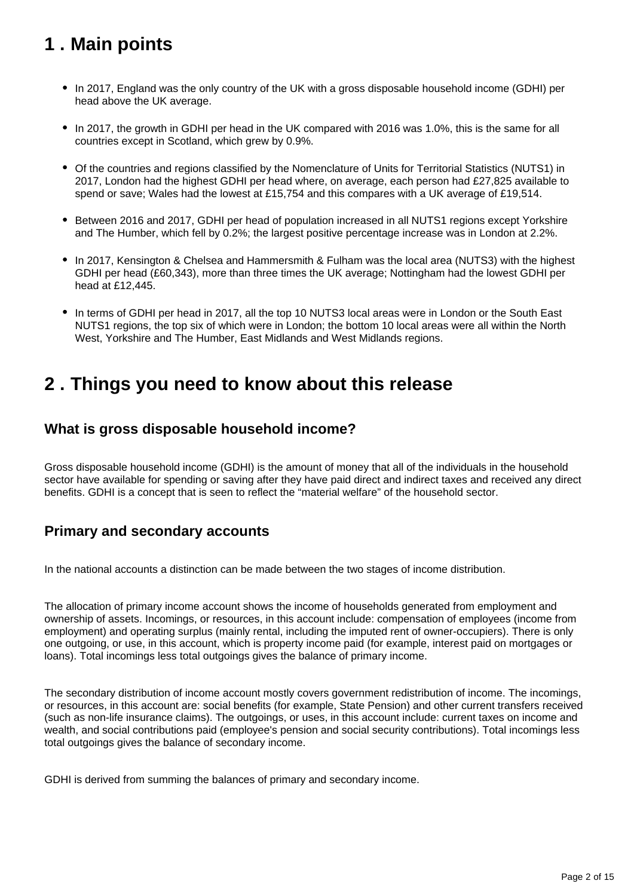## 1 . Main points

- In 2017, England was the only country of the UK with a gross disposable household income (GDHI) per head above the UK average.
- In 2017, the growth in GDHI per head in the UK compared with 2016 was 1.0%, this is the same for all countries except in Scotland, which grew by 0.9%.
- Of the countries and regions classified by the Nomenclature of Units for Territorial Statistics (NUTS1) in 2017, London had the highest GDHI per head where, on average, each person had £27,825 available to spend or save; Wales had the lowest at £15,754 and this compares with a UK average of £19,514.
- Between 2016 and 2017, GDHI per head of population increased in all NUTS1 regions except Yorkshire and The Humber, which fell by 0.2%; the largest positive percentage increase was in London at 2.2%.
- In 2017, Kensington & Chelsea and Hammersmith & Fulham was the local area (NUTS3) with the highest GDHI per head (£60,343), more than three times the UK average; Nottingham had the lowest GDHI per head at £12,445.
- In terms of GDHI per head in 2017, all the top 10 NUTS3 local areas were in London or the South East NUTS1 regions, the top six of which were in London; the bottom 10 local areas were all within the North West, Yorkshire and The Humber, East Midlands and West Midlands regions.

## 2 . Things you need to know about this release

### What is gross disposable household income?

Gross disposable household income (GDHI) is the amount of money that all of the individuals in the household sector have available for spending or saving after they have paid direct and indirect taxes and received any direct benefits. GDHI is a concept that is seen to reflect the “material welfare” of the household sector.

### Primary and secondary accounts

In the national accounts a distinction can be made between the two stages of income distribution.

The allocation of primary income account shows the income of households generated from employment and ownership of assets. Incomings, or resources, in this account include: compensation of employees (income from employment) and operating surplus (mainly rental, including the imputed rent of owner-occupiers). There is only one outgoing, or use, in this account, which is property income paid (for example, interest paid on mortgages or loans). Total incomings less total outgoings gives the balance of primary income.

The secondary distribution of income account mostly covers government redistribution of income. The incomings, or resources, in this account are: social benefits (for example, State Pension) and other current transfers received (such as non-life insurance claims). The outgoings, or uses, in this account include: current taxes on income and wealth, and social contributions paid (employee's pension and social security contributions). Total incomings less total outgoings gives the balance of secondary income.

GDHI is derived from summing the balances of primary and secondary income.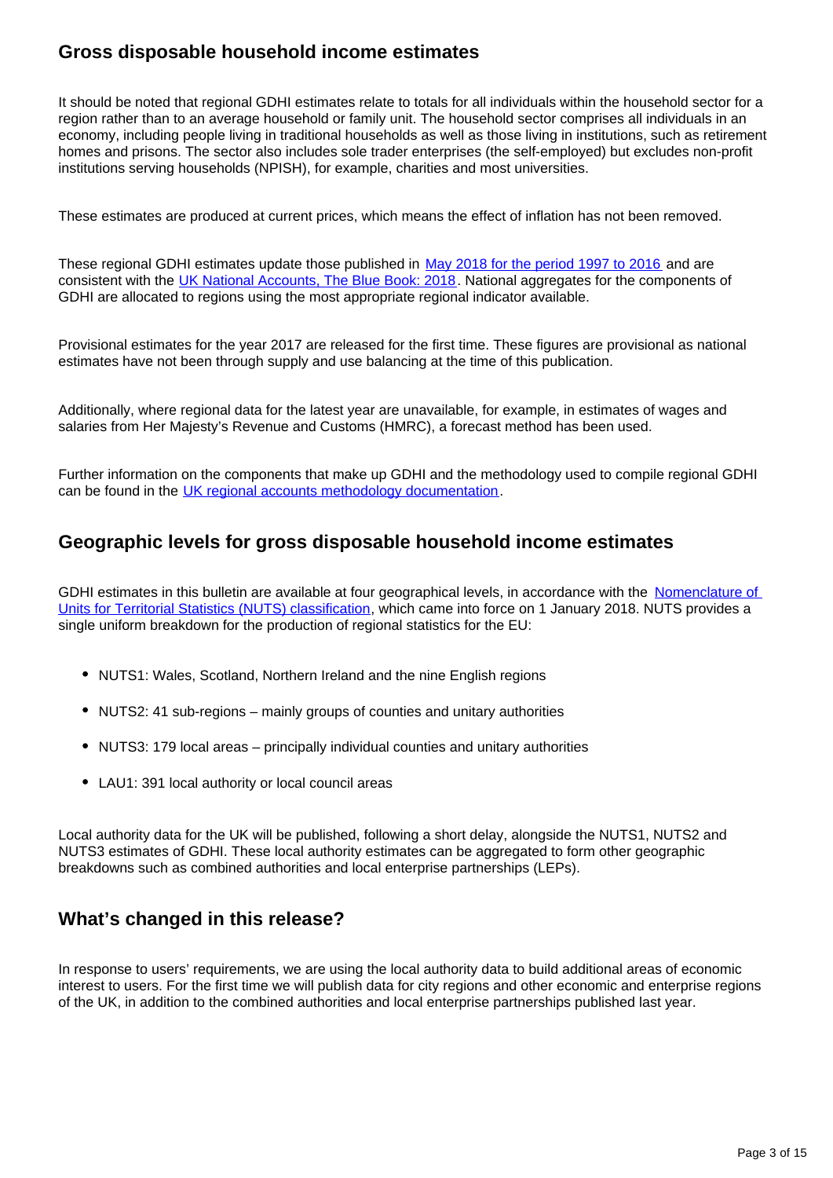## Gross disposable household income estimates

It should be noted that regional GDHI estimates relate to totals for all individuals within the household sector for a region rather than to an average household or family unit. The household sector comprises all individuals in an economy, including people living in traditional households as well as those living in institutions, such as retirement homes and prisons. The sector also includes sole trader enterprises (the self-employed) but excludes non-profit institutions serving households (NPISH), for example, charities and most universities.

These estimates are produced at current prices, which means the effect of inflation has not been removed.

These regional GDHI estimates update those published in [May 2018 for the period 1997 to 2016](#) and are consistent with the [UK National Accounts, The Blue Book: 2018](#). National aggregates for the components of GDHI are allocated to regions using the most appropriate regional indicator available.

Provisional estimates for the year 2017 are released for the first time. These figures are provisional as national estimates have not been through supply and use balancing at the time of this publication.

Additionally, where regional data for the latest year are unavailable, for example, in estimates of wages and salaries from Her Majesty's Revenue and Customs (HMRC), a forecast method has been used.

Further information on the components that make up GDHI and the methodology used to compile regional GDHI can be found in the [UK regional accounts methodology documentation](#).

## Geographic levels for gross disposable household income estimates

GDHI estimates in this bulletin are available at four geographical levels, in accordance with the [Nomenclature of Units for Territorial Statistics (NUTS) classification](#), which came into force on 1 January 2018. NUTS provides a single uniform breakdown for the production of regional statistics for the EU:

- NUTS1: Wales, Scotland, Northern Ireland and the nine English regions
- NUTS2: 41 sub-regions – mainly groups of counties and unitary authorities
- NUTS3: 179 local areas – principally individual counties and unitary authorities
- LAU1: 391 local authority or local council areas

Local authority data for the UK will be published, following a short delay, alongside the NUTS1, NUTS2 and NUTS3 estimates of GDHI. These local authority estimates can be aggregated to form other geographic breakdowns such as combined authorities and local enterprise partnerships (LEPs).

## What's changed in this release?

In response to users' requirements, we are using the local authority data to build additional areas of economic interest to users. For the first time we will publish data for city regions and other economic and enterprise regions of the UK, in addition to the combined authorities and local enterprise partnerships published last year.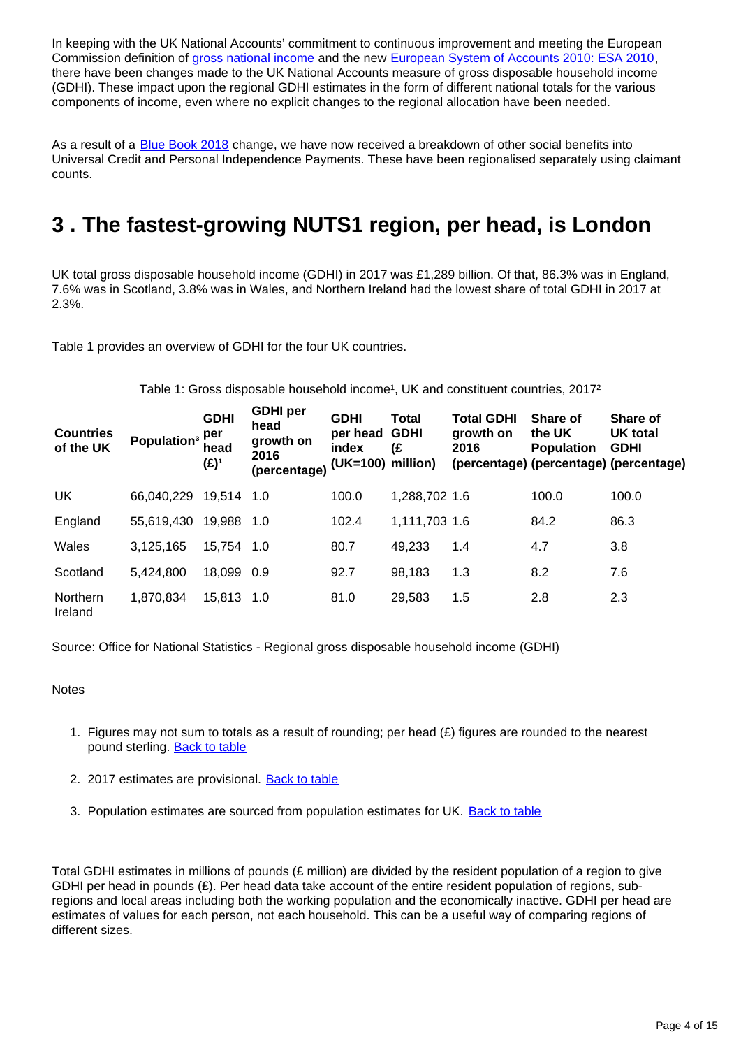In keeping with the UK National Accounts' commitment to continuous improvement and meeting the European Commission definition of gross national income and the new European System of Accounts 2010: ESA 2010, there have been changes made to the UK National Accounts measure of gross disposable household income (GDHI). These impact upon the regional GDHI estimates in the form of different national totals for the various components of income, even where no explicit changes to the regional allocation have been needed.

As a result of a Blue Book 2018 change, we have now received a breakdown of other social benefits into Universal Credit and Personal Independence Payments. These have been regionalised separately using claimant counts.

## 3 . The fastest-growing NUTS1 region, per head, is London

UK total gross disposable household income (GDHI) in 2017 was £1,289 billion. Of that, 86.3% was in England, 7.6% was in Scotland, 3.8% was in Wales, and Northern Ireland had the lowest share of total GDHI in 2017 at 2.3%.

Table 1 provides an overview of GDHI for the four UK countries.

Table 1: Gross disposable household income[1], UK and constituent countries, 2017[2]

| Countries of the UK | Population[3] | GDHI per head (£)[1] | GDHI per head growth on 2016 (percentage) | GDHI per head index (UK=100) | Total GDHI (£ million) | Total GDHI growth on 2016 (percentage) | Share of the UK Population (percentage) | Share of UK total GDHI (percentage) |
|---|---|---|---|---|---|---|---|---|
| UK | 66,040,229 | 19,514 | 1.0 | 100.0 | 1,288,702 | 1.6 | 100.0 | 100.0 |
| England | 55,619,430 | 19,988 | 1.0 | 102.4 | 1,111,703 | 1.6 | 84.2 | 86.3 |
| Wales | 3,125,165 | 15,754 | 1.0 | 80.7 | 49,233 | 1.4 | 4.7 | 3.8 |
| Scotland | 5,424,800 | 18,099 | 0.9 | 92.7 | 98,183 | 1.3 | 8.2 | 7.6 |
| Northern Ireland | 1,870,834 | 15,813 | 1.0 | 81.0 | 29,583 | 1.5 | 2.8 | 2.3 |

Source: Office for National Statistics - Regional gross disposable household income (GDHI)

Notes

1. Figures may not sum to totals as a result of rounding; per head (£) figures are rounded to the nearest pound sterling. Back to table
2. 2017 estimates are provisional. Back to table
3. Population estimates are sourced from population estimates for UK. Back to table

Total GDHI estimates in millions of pounds (£ million) are divided by the resident population of a region to give GDHI per head in pounds (£). Per head data take account of the entire resident population of regions, sub-regions and local areas including both the working population and the economically inactive. GDHI per head are estimates of values for each person, not each household. This can be a useful way of comparing regions of different sizes.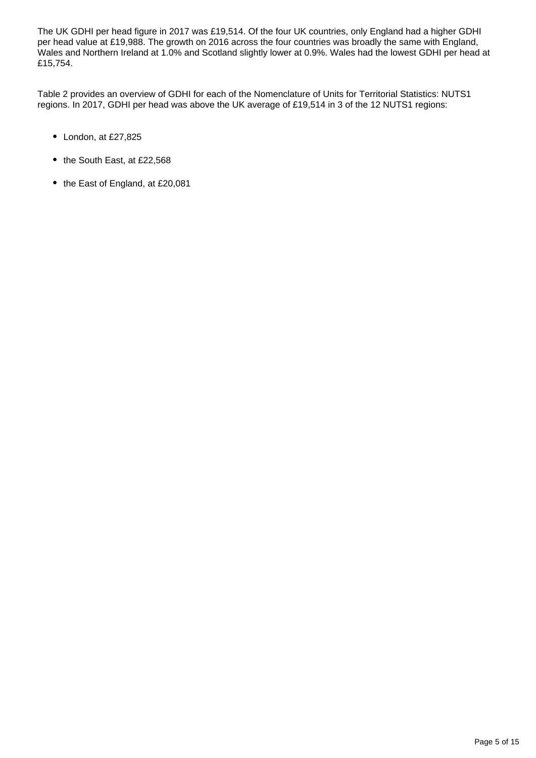The UK GDHI per head figure in 2017 was £19,514. Of the four UK countries, only England had a higher GDHI per head value at £19,988. The growth on 2016 across the four countries was broadly the same with England, Wales and Northern Ireland at 1.0% and Scotland slightly lower at 0.9%. Wales had the lowest GDHI per head at £15,754.

Table 2 provides an overview of GDHI for each of the Nomenclature of Units for Territorial Statistics: NUTS1 regions. In 2017, GDHI per head was above the UK average of £19,514 in 3 of the 12 NUTS1 regions:

- London, at £27,825
- the South East, at £22,568
- the East of England, at £20,081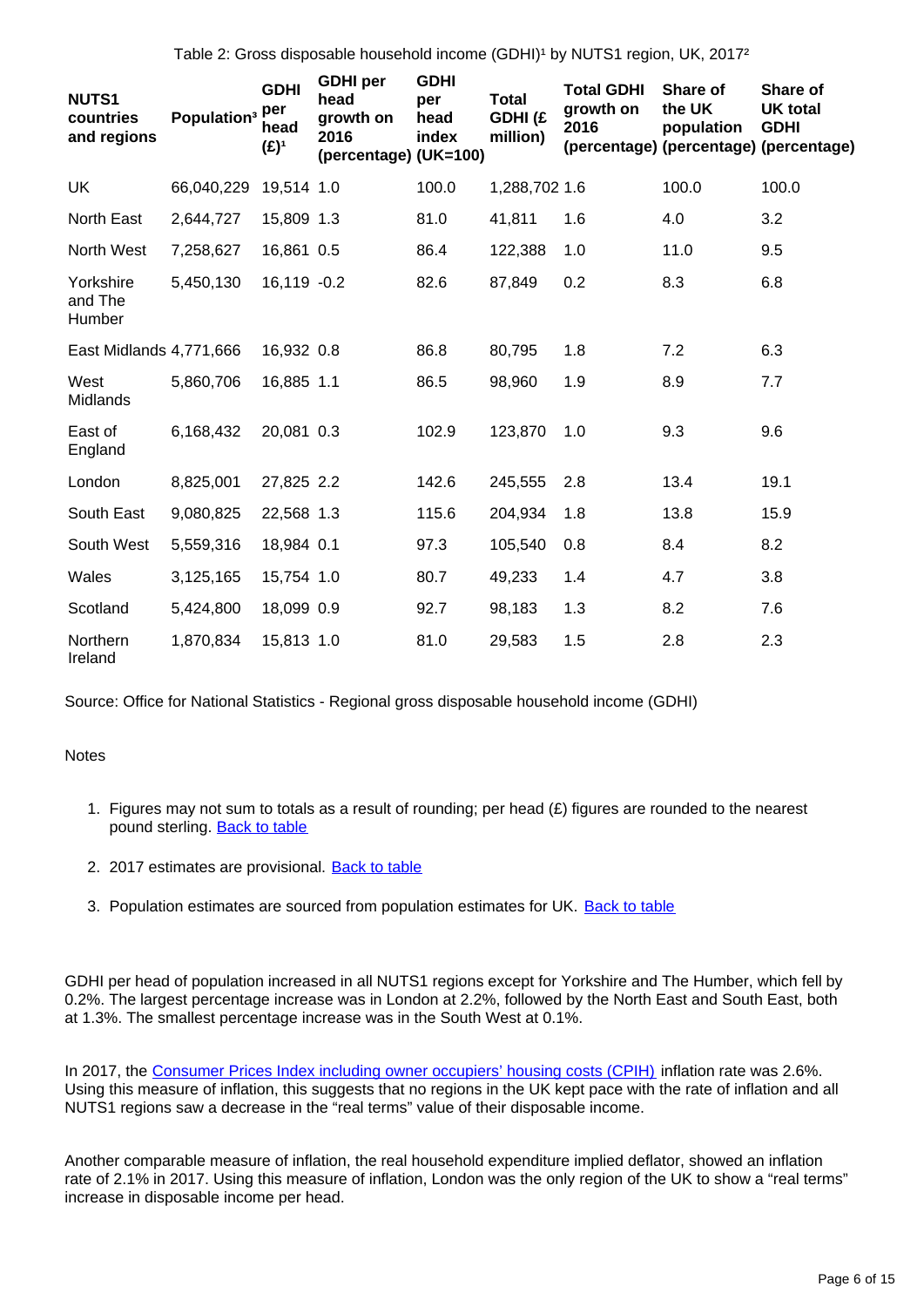Table 2: Gross disposable household income (GDHI)[1] by NUTS1 region, UK, 2017[2]

| NUTS1 countries and regions | Population[3] | GDHI per head (£)[1] | GDHI per head growth on 2016 (percentage) | GDHI per head index (UK=100) | Total GDHI (£ million) | Total GDHI growth on 2016 (percentage) | Share of the UK population (percentage) | Share of UK total GDHI (percentage) |
|---|---|---|---|---|---|---|---|---|
| UK | 66,040,229 | 19,514 | 1.0 | 100.0 | 1,288,702 | 1.6 | 100.0 | 100.0 |
| North East | 2,644,727 | 15,809 | 1.3 | 81.0 | 41,811 | 1.6 | 4.0 | 3.2 |
| North West | 7,258,627 | 16,861 | 0.5 | 86.4 | 122,388 | 1.0 | 11.0 | 9.5 |
| Yorkshire and The Humber | 5,450,130 | 16,119 | -0.2 | 82.6 | 87,849 | 0.2 | 8.3 | 6.8 |
| East Midlands | 4,771,666 | 16,932 | 0.8 | 86.8 | 80,795 | 1.8 | 7.2 | 6.3 |
| West Midlands | 5,860,706 | 16,885 | 1.1 | 86.5 | 98,960 | 1.9 | 8.9 | 7.7 |
| East of England | 6,168,432 | 20,081 | 0.3 | 102.9 | 123,870 | 1.0 | 9.3 | 9.6 |
| London | 8,825,001 | 27,825 | 2.2 | 142.6 | 245,555 | 2.8 | 13.4 | 19.1 |
| South East | 9,080,825 | 22,568 | 1.3 | 115.6 | 204,934 | 1.8 | 13.8 | 15.9 |
| South West | 5,559,316 | 18,984 | 0.1 | 97.3 | 105,540 | 0.8 | 8.4 | 8.2 |
| Wales | 3,125,165 | 15,754 | 1.0 | 80.7 | 49,233 | 1.4 | 4.7 | 3.8 |
| Scotland | 5,424,800 | 18,099 | 0.9 | 92.7 | 98,183 | 1.3 | 8.2 | 7.6 |
| Northern Ireland | 1,870,834 | 15,813 | 1.0 | 81.0 | 29,583 | 1.5 | 2.8 | 2.3 |

Source: Office for National Statistics - Regional gross disposable household income (GDHI)

Notes

1. Figures may not sum to totals as a result of rounding; per head (£) figures are rounded to the nearest pound sterling. Back to table
2. 2017 estimates are provisional. Back to table
3. Population estimates are sourced from population estimates for UK. Back to table

GDHI per head of population increased in all NUTS1 regions except for Yorkshire and The Humber, which fell by 0.2%. The largest percentage increase was in London at 2.2%, followed by the North East and South East, both at 1.3%. The smallest percentage increase was in the South West at 0.1%.

In 2017, the Consumer Prices Index including owner occupiers' housing costs (CPIH) inflation rate was 2.6%. Using this measure of inflation, this suggests that no regions in the UK kept pace with the rate of inflation and all NUTS1 regions saw a decrease in the "real terms" value of their disposable income.

Another comparable measure of inflation, the real household expenditure implied deflator, showed an inflation rate of 2.1% in 2017. Using this measure of inflation, London was the only region of the UK to show a "real terms" increase in disposable income per head.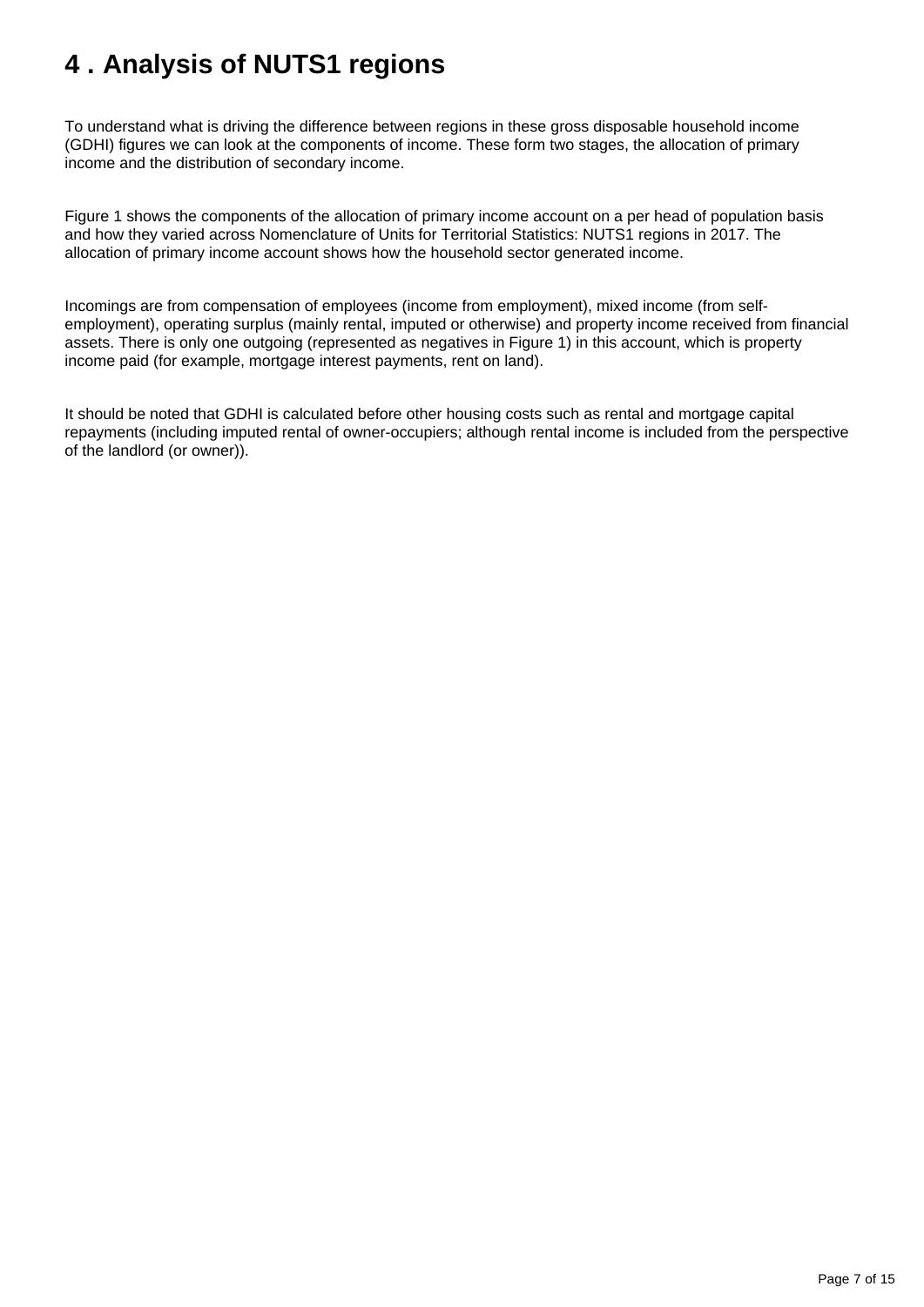## 4 . Analysis of NUTS1 regions

To understand what is driving the difference between regions in these gross disposable household income (GDHI) figures we can look at the components of income. These form two stages, the allocation of primary income and the distribution of secondary income.

Figure 1 shows the components of the allocation of primary income account on a per head of population basis and how they varied across Nomenclature of Units for Territorial Statistics: NUTS1 regions in 2017. The allocation of primary income account shows how the household sector generated income.

Incomings are from compensation of employees (income from employment), mixed income (from self-employment), operating surplus (mainly rental, imputed or otherwise) and property income received from financial assets. There is only one outgoing (represented as negatives in Figure 1) in this account, which is property income paid (for example, mortgage interest payments, rent on land).

It should be noted that GDHI is calculated before other housing costs such as rental and mortgage capital repayments (including imputed rental of owner-occupiers; although rental income is included from the perspective of the landlord (or owner)).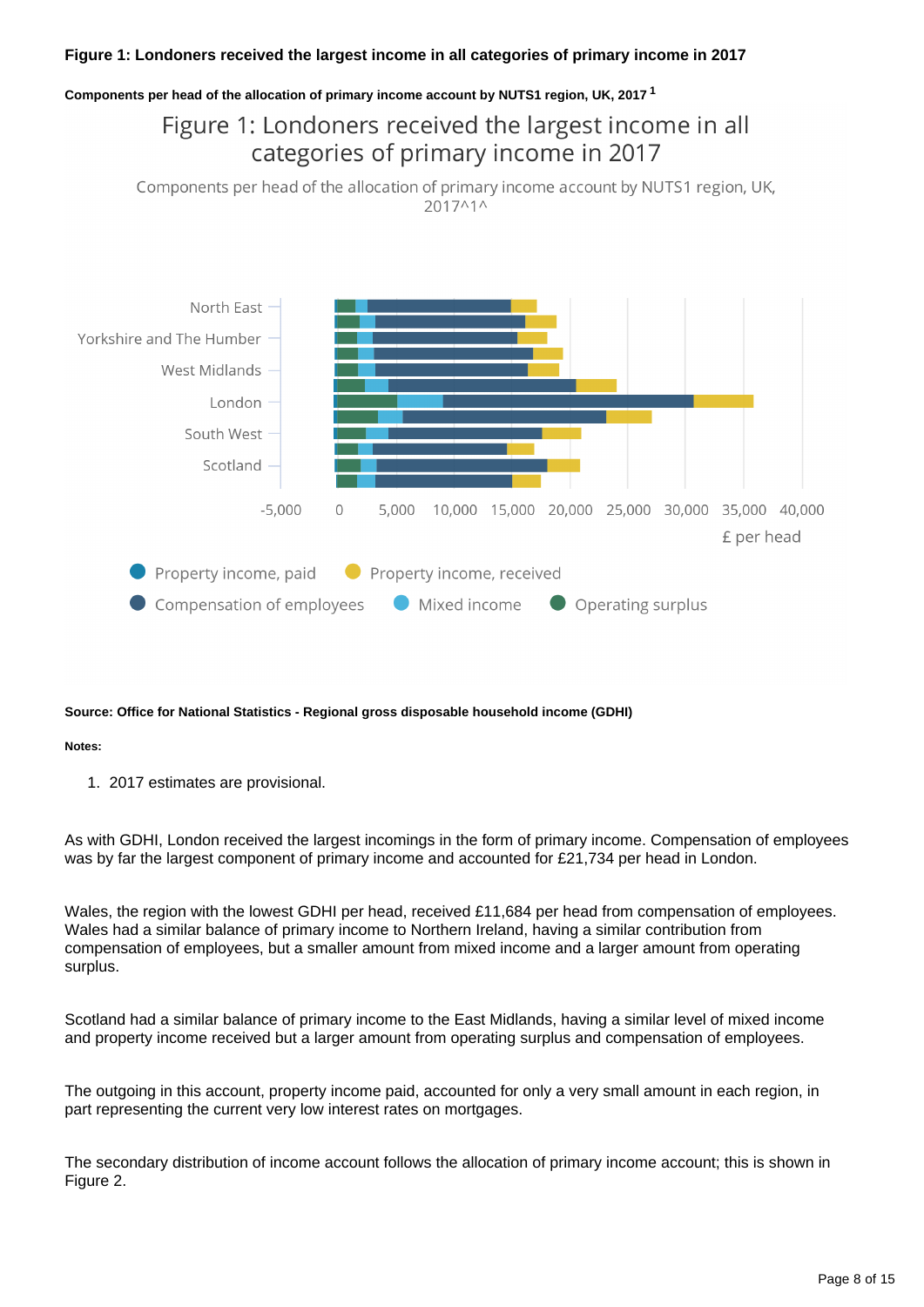**Figure 1: Londoners received the largest income in all categories of primary income in 2017**

**Components per head of the allocation of primary income account by NUTS1 region, UK, 2017 [1]**

**Source: Office for National Statistics - Regional gross disposable household income (GDHI)**

**Notes:**

1. 2017 estimates are provisional.

As with GDHI, London received the largest incomings in the form of primary income. Compensation of employees was by far the largest component of primary income and accounted for £21,734 per head in London.

Wales, the region with the lowest GDHI per head, received £11,684 per head from compensation of employees. Wales had a similar balance of primary income to Northern Ireland, having a similar contribution from compensation of employees, but a smaller amount from mixed income and a larger amount from operating surplus.

Scotland had a similar balance of primary income to the East Midlands, having a similar level of mixed income and property income received but a larger amount from operating surplus and compensation of employees.

The outgoing in this account, property income paid, accounted for only a very small amount in each region, in part representing the current very low interest rates on mortgages.

The secondary distribution of income account follows the allocation of primary income account; this is shown in Figure 2.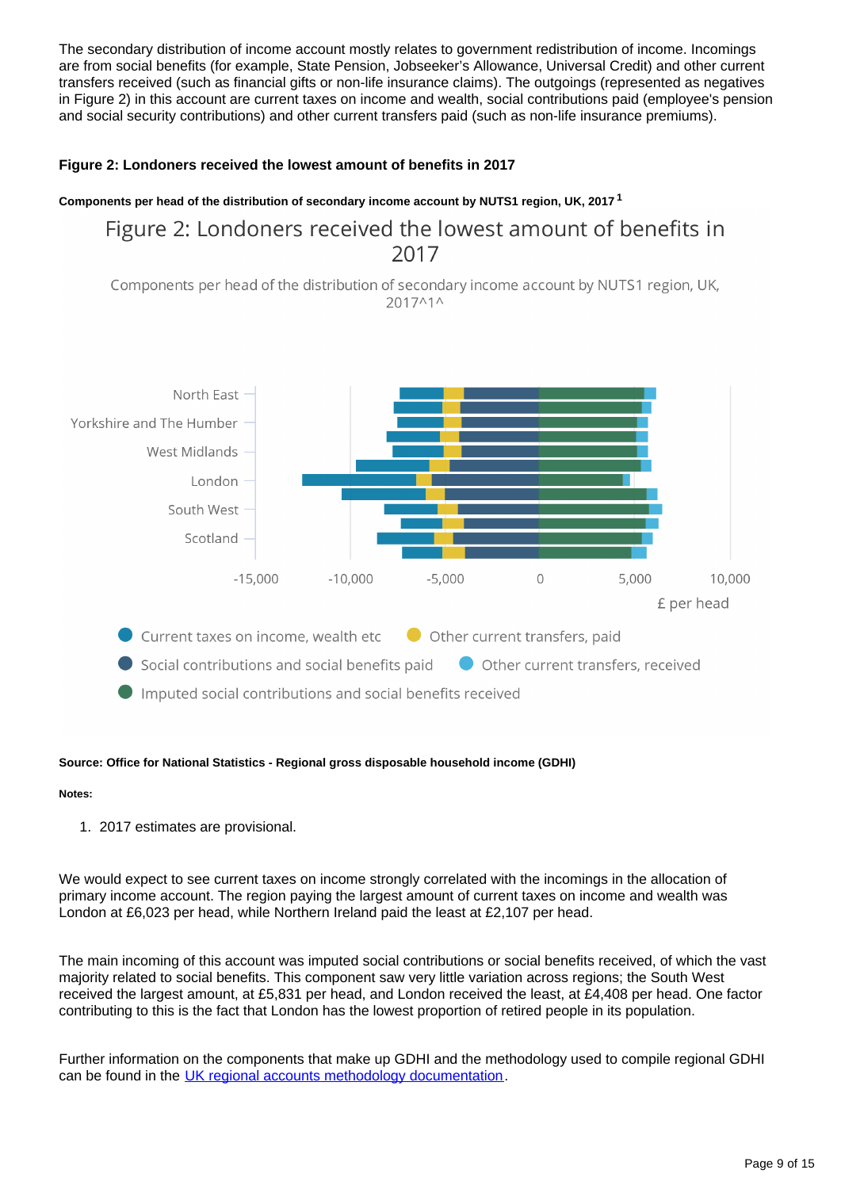The secondary distribution of income account mostly relates to government redistribution of income. Incomings are from social benefits (for example, State Pension, Jobseeker's Allowance, Universal Credit) and other current transfers received (such as financial gifts or non-life insurance claims). The outgoings (represented as negatives in Figure 2) in this account are current taxes on income and wealth, social contributions paid (employee's pension and social security contributions) and other current transfers paid (such as non-life insurance premiums).

#### Figure 2: Londoners received the lowest amount of benefits in 2017

##### Components per head of the distribution of secondary income account by NUTS1 region, UK, 2017 [1]

Figure 2: Londoners received the lowest amount of benefits in 2017

Components per head of the distribution of secondary income account by NUTS1 region, UK, 2017^1^

North East
Yorkshire and The Humber
West Midlands
London
South West
Scotland

-15,000 -10,000 -5,000 0 5,000 10,000

£ per head

Current taxes on income, wealth etc
Other current transfers, paid
Social contributions and social benefits paid
Other current transfers, received
Imputed social contributions and social benefits received

**Source: Office for National Statistics - Regional gross disposable household income (GDHI)**

**Notes:**

1. 2017 estimates are provisional.

We would expect to see current taxes on income strongly correlated with the incomings in the allocation of primary income account. The region paying the largest amount of current taxes on income and wealth was London at £6,023 per head, while Northern Ireland paid the least at £2,107 per head.

The main incoming of this account was imputed social contributions or social benefits received, of which the vast majority related to social benefits. This component saw very little variation across regions; the South West received the largest amount, at £5,831 per head, and London received the least, at £4,408 per head. One factor contributing to this is the fact that London has the lowest proportion of retired people in its population.

Further information on the components that make up GDHI and the methodology used to compile regional GDHI can be found in the [UK regional accounts methodology documentation](UK regional accounts methodology documentation).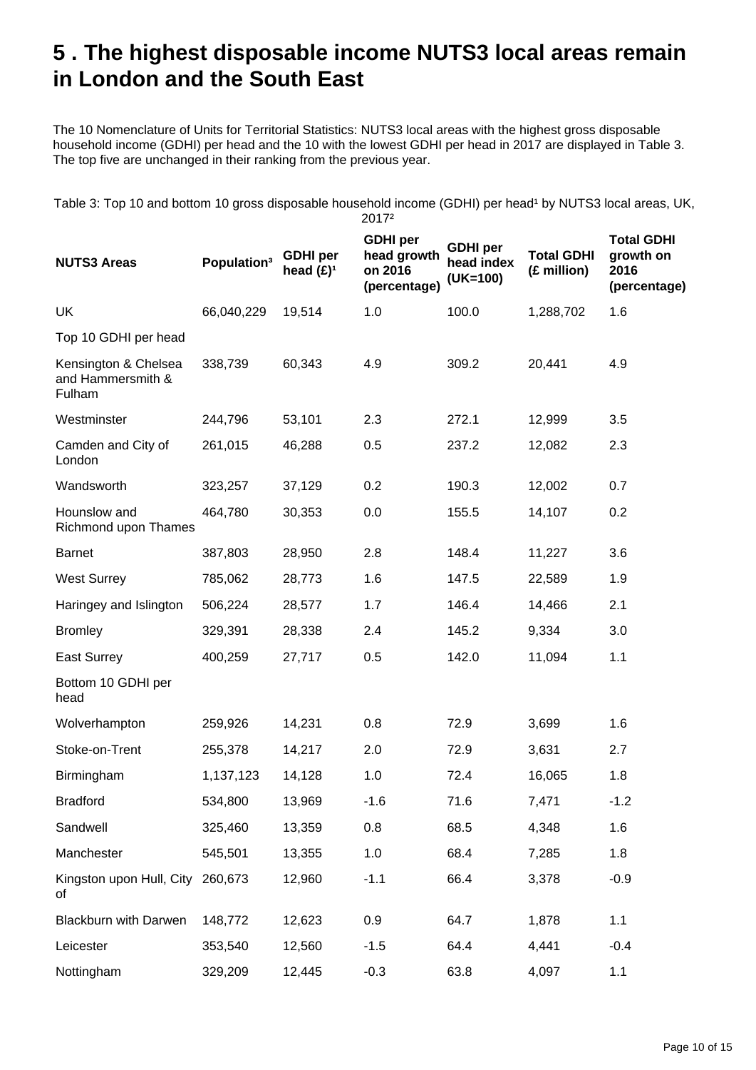# 5 . The highest disposable income NUTS3 local areas remain in London and the South East

The 10 Nomenclature of Units for Territorial Statistics: NUTS3 local areas with the highest gross disposable household income (GDHI) per head and the 10 with the lowest GDHI per head in 2017 are displayed in Table 3. The top five are unchanged in their ranking from the previous year.

Table 3: Top 10 and bottom 10 gross disposable household income (GDHI) per head[1] by NUTS3 local areas, UK, 2017[2]

| NUTS3 Areas | Population[3] | GDHI per head (£)[1] | GDHI per head growth on 2016 (percentage) | GDHI per head index (UK=100) | Total GDHI (£ million) | Total GDHI growth on 2016 (percentage) |
|---|---|---|---|---|---|---|
| UK | 66,040,229 | 19,514 | 1.0 | 100.0 | 1,288,702 | 1.6 |
| Top 10 GDHI per head | | | | | | |
| Kensington & Chelsea and Hammersmith & Fulham | 338,739 | 60,343 | 4.9 | 309.2 | 20,441 | 4.9 |
| Westminster | 244,796 | 53,101 | 2.3 | 272.1 | 12,999 | 3.5 |
| Camden and City of London | 261,015 | 46,288 | 0.5 | 237.2 | 12,082 | 2.3 |
| Wandsworth | 323,257 | 37,129 | 0.2 | 190.3 | 12,002 | 0.7 |
| Hounslow and Richmond upon Thames | 464,780 | 30,353 | 0.0 | 155.5 | 14,107 | 0.2 |
| Barnet | 387,803 | 28,950 | 2.8 | 148.4 | 11,227 | 3.6 |
| West Surrey | 785,062 | 28,773 | 1.6 | 147.5 | 22,589 | 1.9 |
| Haringey and Islington | 506,224 | 28,577 | 1.7 | 146.4 | 14,466 | 2.1 |
| Bromley | 329,391 | 28,338 | 2.4 | 145.2 | 9,334 | 3.0 |
| East Surrey | 400,259 | 27,717 | 0.5 | 142.0 | 11,094 | 1.1 |
| Bottom 10 GDHI per head | | | | | | |
| Wolverhampton | 259,926 | 14,231 | 0.8 | 72.9 | 3,699 | 1.6 |
| Stoke-on-Trent | 255,378 | 14,217 | 2.0 | 72.9 | 3,631 | 2.7 |
| Birmingham | 1,137,123 | 14,128 | 1.0 | 72.4 | 16,065 | 1.8 |
| Bradford | 534,800 | 13,969 | -1.6 | 71.6 | 7,471 | -1.2 |
| Sandwell | 325,460 | 13,359 | 0.8 | 68.5 | 4,348 | 1.6 |
| Manchester | 545,501 | 13,355 | 1.0 | 68.4 | 7,285 | 1.8 |
| Kingston upon Hull, City of | 260,673 | 12,960 | -1.1 | 66.4 | 3,378 | -0.9 |
| Blackburn with Darwen | 148,772 | 12,623 | 0.9 | 64.7 | 1,878 | 1.1 |
| Leicester | 353,540 | 12,560 | -1.5 | 64.4 | 4,441 | -0.4 |
| Nottingham | 329,209 | 12,445 | -0.3 | 63.8 | 4,097 | 1.1 |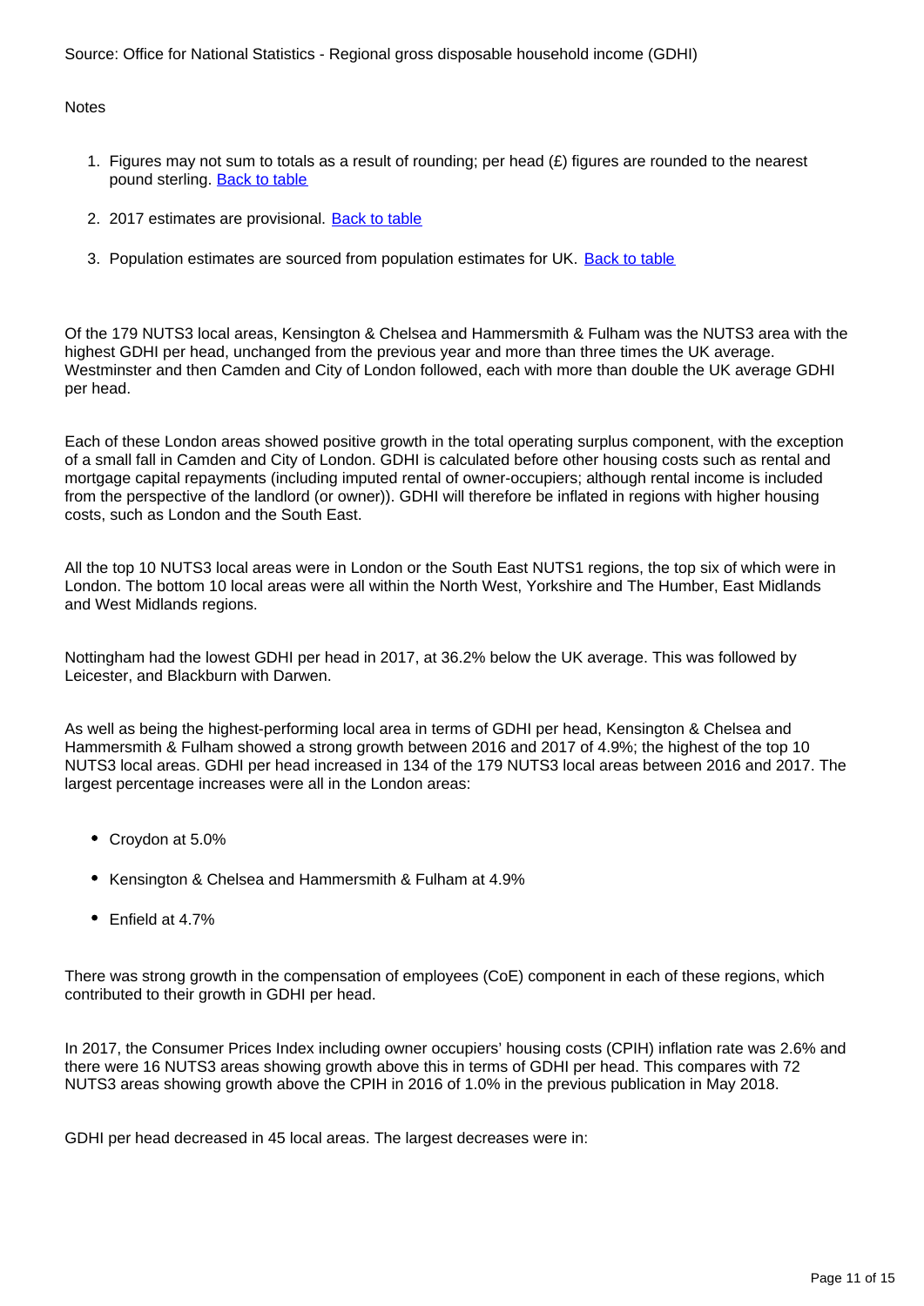Source: Office for National Statistics - Regional gross disposable household income (GDHI)

Notes

1. Figures may not sum to totals as a result of rounding; per head (£) figures are rounded to the nearest pound sterling. Back to table

2. 2017 estimates are provisional. Back to table

3. Population estimates are sourced from population estimates for UK. Back to table

Of the 179 NUTS3 local areas, Kensington & Chelsea and Hammersmith & Fulham was the NUTS3 area with the highest GDHI per head, unchanged from the previous year and more than three times the UK average. Westminster and then Camden and City of London followed, each with more than double the UK average GDHI per head.

Each of these London areas showed positive growth in the total operating surplus component, with the exception of a small fall in Camden and City of London. GDHI is calculated before other housing costs such as rental and mortgage capital repayments (including imputed rental of owner-occupiers; although rental income is included from the perspective of the landlord (or owner)). GDHI will therefore be inflated in regions with higher housing costs, such as London and the South East.

All the top 10 NUTS3 local areas were in London or the South East NUTS1 regions, the top six of which were in London. The bottom 10 local areas were all within the North West, Yorkshire and The Humber, East Midlands and West Midlands regions.

Nottingham had the lowest GDHI per head in 2017, at 36.2% below the UK average. This was followed by Leicester, and Blackburn with Darwen.

As well as being the highest-performing local area in terms of GDHI per head, Kensington & Chelsea and Hammersmith & Fulham showed a strong growth between 2016 and 2017 of 4.9%; the highest of the top 10 NUTS3 local areas. GDHI per head increased in 134 of the 179 NUTS3 local areas between 2016 and 2017. The largest percentage increases were all in the London areas:

- Croydon at 5.0%
- Kensington & Chelsea and Hammersmith & Fulham at 4.9%
- Enfield at 4.7%

There was strong growth in the compensation of employees (CoE) component in each of these regions, which contributed to their growth in GDHI per head.

In 2017, the Consumer Prices Index including owner occupiers' housing costs (CPIH) inflation rate was 2.6% and there were 16 NUTS3 areas showing growth above this in terms of GDHI per head. This compares with 72 NUTS3 areas showing growth above the CPIH in 2016 of 1.0% in the previous publication in May 2018.

GDHI per head decreased in 45 local areas. The largest decreases were in: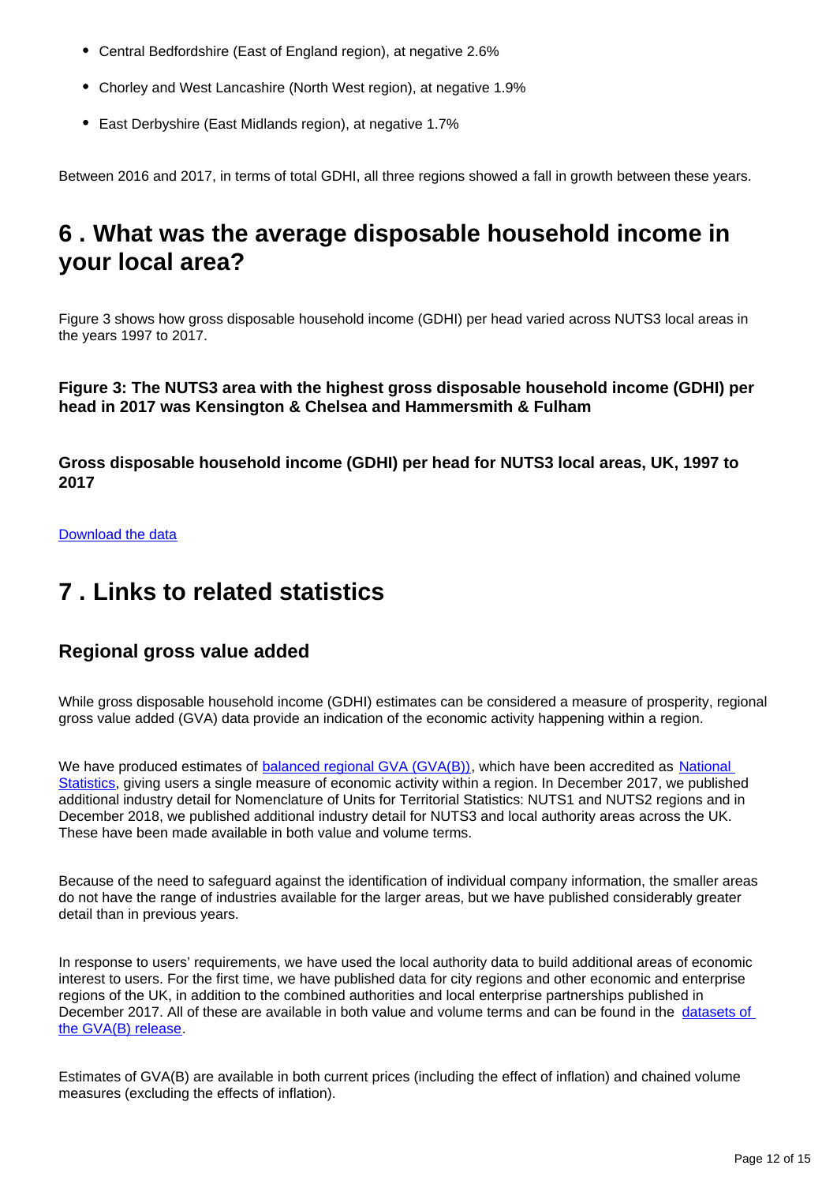- Central Bedfordshire (East of England region), at negative 2.6%
- Chorley and West Lancashire (North West region), at negative 1.9%
- East Derbyshire (East Midlands region), at negative 1.7%

Between 2016 and 2017, in terms of total GDHI, all three regions showed a fall in growth between these years.

## 6 . What was the average disposable household income in your local area?

Figure 3 shows how gross disposable household income (GDHI) per head varied across NUTS3 local areas in the years 1997 to 2017.

**Figure 3: The NUTS3 area with the highest gross disposable household income (GDHI) per head in 2017 was Kensington & Chelsea and Hammersmith & Fulham**

**Gross disposable household income (GDHI) per head for NUTS3 local areas, UK, 1997 to 2017**

[Download the data]

## 7 . Links to related statistics

### Regional gross value added

While gross disposable household income (GDHI) estimates can be considered a measure of prosperity, regional gross value added (GVA) data provide an indication of the economic activity happening within a region.

We have produced estimates of [balanced regional GVA (GVA(B))], which have been accredited as [National Statistics], giving users a single measure of economic activity within a region. In December 2017, we published additional industry detail for Nomenclature of Units for Territorial Statistics: NUTS1 and NUTS2 regions and in December 2018, we published additional industry detail for NUTS3 and local authority areas across the UK. These have been made available in both value and volume terms.

Because of the need to safeguard against the identification of individual company information, the smaller areas do not have the range of industries available for the larger areas, but we have published considerably greater detail than in previous years.

In response to users' requirements, we have used the local authority data to build additional areas of economic interest to users. For the first time, we have published data for city regions and other economic and enterprise regions of the UK, in addition to the combined authorities and local enterprise partnerships published in December 2017. All of these are available in both value and volume terms and can be found in the [datasets of the GVA(B) release].

Estimates of GVA(B) are available in both current prices (including the effect of inflation) and chained volume measures (excluding the effects of inflation).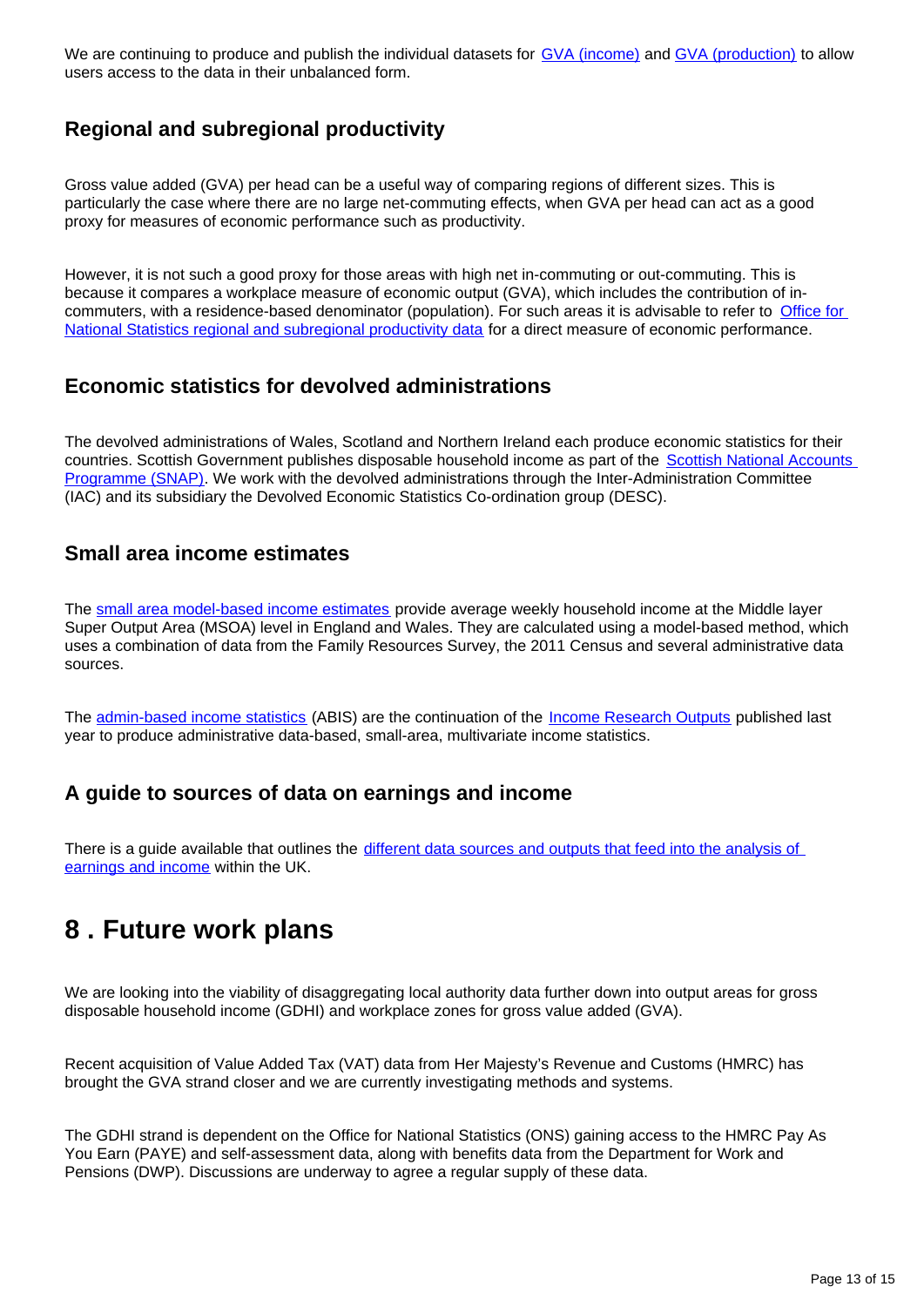We are continuing to produce and publish the individual datasets for [GVA (income)] and [GVA (production)] to allow users access to the data in their unbalanced form.

### Regional and subregional productivity

Gross value added (GVA) per head can be a useful way of comparing regions of different sizes. This is particularly the case where there are no large net-commuting effects, when GVA per head can act as a good proxy for measures of economic performance such as productivity.

However, it is not such a good proxy for those areas with high net in-commuting or out-commuting. This is because it compares a workplace measure of economic output (GVA), which includes the contribution of in-commuters, with a residence-based denominator (population). For such areas it is advisable to refer to [Office for National Statistics regional and subregional productivity data] for a direct measure of economic performance.

### Economic statistics for devolved administrations

The devolved administrations of Wales, Scotland and Northern Ireland each produce economic statistics for their countries. Scottish Government publishes disposable household income as part of the [Scottish National Accounts Programme (SNAP)]. We work with the devolved administrations through the Inter-Administration Committee (IAC) and its subsidiary the Devolved Economic Statistics Co-ordination group (DESC).

### Small area income estimates

The [small area model-based income estimates] provide average weekly household income at the Middle layer Super Output Area (MSOA) level in England and Wales. They are calculated using a model-based method, which uses a combination of data from the Family Resources Survey, the 2011 Census and several administrative data sources.

The [admin-based income statistics] (ABIS) are the continuation of the [Income Research Outputs] published last year to produce administrative data-based, small-area, multivariate income statistics.

### A guide to sources of data on earnings and income

There is a guide available that outlines the [different data sources and outputs that feed into the analysis of earnings and income] within the UK.

## 8 . Future work plans

We are looking into the viability of disaggregating local authority data further down into output areas for gross disposable household income (GDHI) and workplace zones for gross value added (GVA).

Recent acquisition of Value Added Tax (VAT) data from Her Majesty's Revenue and Customs (HMRC) has brought the GVA strand closer and we are currently investigating methods and systems.

The GDHI strand is dependent on the Office for National Statistics (ONS) gaining access to the HMRC Pay As You Earn (PAYE) and self-assessment data, along with benefits data from the Department for Work and Pensions (DWP). Discussions are underway to agree a regular supply of these data.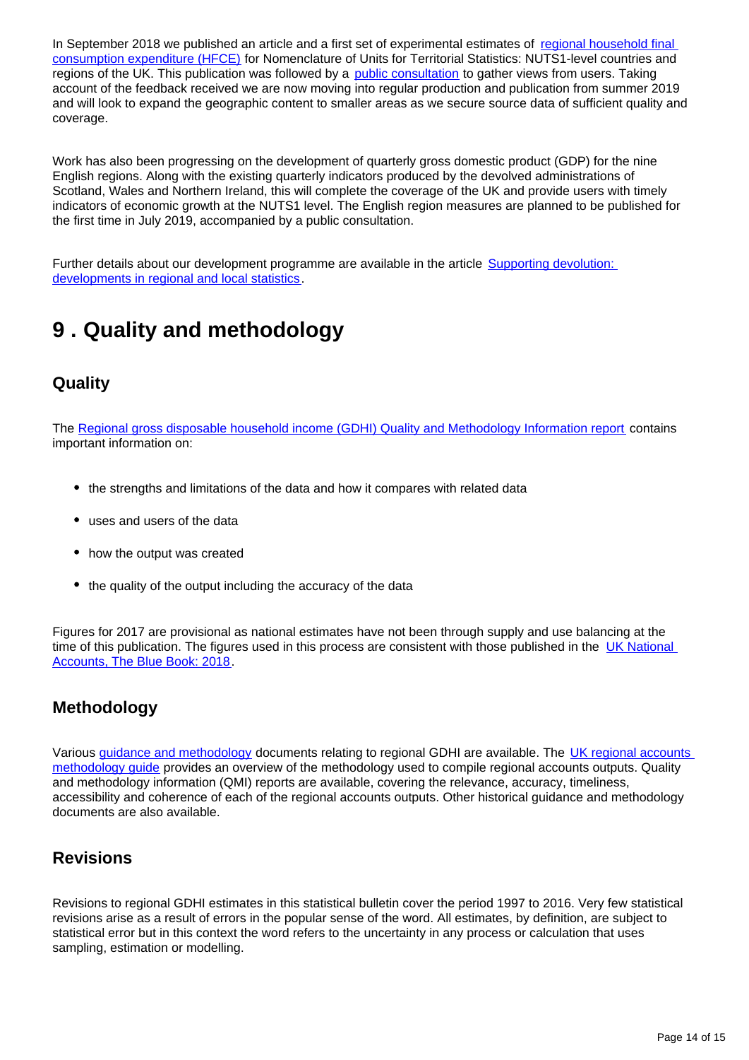In September 2018 we published an article and a first set of experimental estimates of regional household final consumption expenditure (HFCE) for Nomenclature of Units for Territorial Statistics: NUTS1-level countries and regions of the UK. This publication was followed by a public consultation to gather views from users. Taking account of the feedback received we are now moving into regular production and publication from summer 2019 and will look to expand the geographic content to smaller areas as we secure source data of sufficient quality and coverage.

Work has also been progressing on the development of quarterly gross domestic product (GDP) for the nine English regions. Along with the existing quarterly indicators produced by the devolved administrations of Scotland, Wales and Northern Ireland, this will complete the coverage of the UK and provide users with timely indicators of economic growth at the NUTS1 level. The English region measures are planned to be published for the first time in July 2019, accompanied by a public consultation.

Further details about our development programme are available in the article Supporting devolution: developments in regional and local statistics.

## 9 . Quality and methodology

### Quality

The Regional gross disposable household income (GDHI) Quality and Methodology Information report contains important information on:

- the strengths and limitations of the data and how it compares with related data
- uses and users of the data
- how the output was created
- the quality of the output including the accuracy of the data

Figures for 2017 are provisional as national estimates have not been through supply and use balancing at the time of this publication. The figures used in this process are consistent with those published in the UK National Accounts, The Blue Book: 2018.

### Methodology

Various guidance and methodology documents relating to regional GDHI are available. The UK regional accounts methodology guide provides an overview of the methodology used to compile regional accounts outputs. Quality and methodology information (QMI) reports are available, covering the relevance, accuracy, timeliness, accessibility and coherence of each of the regional accounts outputs. Other historical guidance and methodology documents are also available.

### Revisions

Revisions to regional GDHI estimates in this statistical bulletin cover the period 1997 to 2016. Very few statistical revisions arise as a result of errors in the popular sense of the word. All estimates, by definition, are subject to statistical error but in this context the word refers to the uncertainty in any process or calculation that uses sampling, estimation or modelling.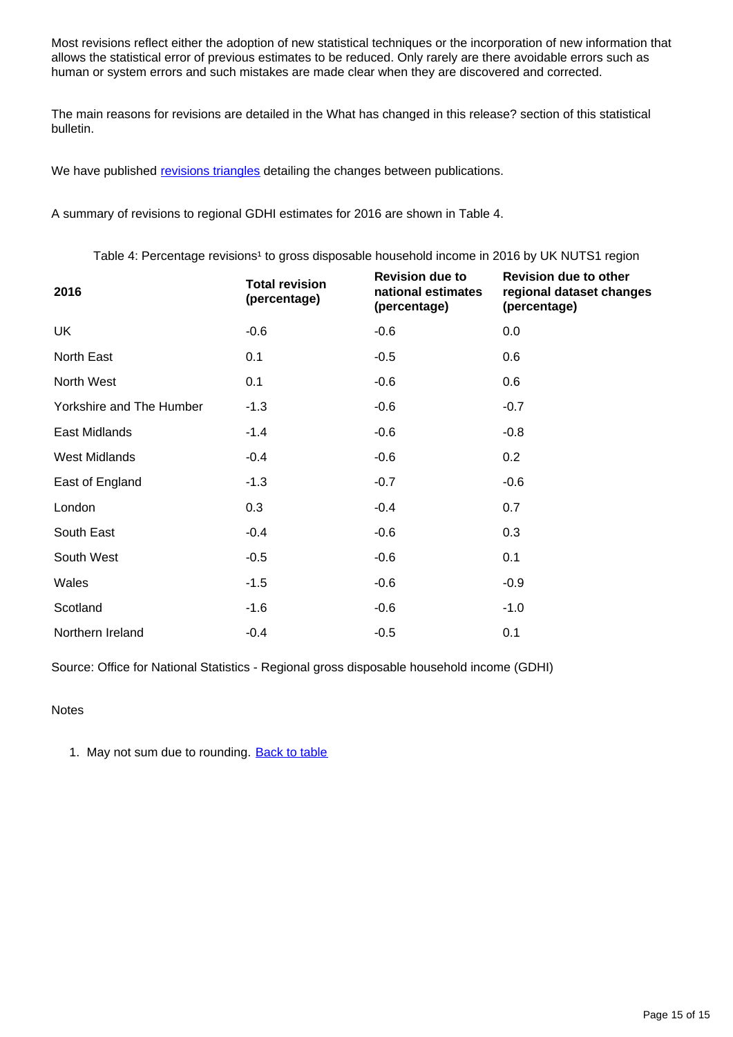Most revisions reflect either the adoption of new statistical techniques or the incorporation of new information that allows the statistical error of previous estimates to be reduced. Only rarely are there avoidable errors such as human or system errors and such mistakes are made clear when they are discovered and corrected.

The main reasons for revisions are detailed in the What has changed in this release? section of this statistical bulletin.

We have published [revisions triangles](#) detailing the changes between publications.

A summary of revisions to regional GDHI estimates for 2016 are shown in Table 4.

Table 4: Percentage revisions[1] to gross disposable household income in 2016 by UK NUTS1 region

| 2016 | Total revision (percentage) | Revision due to national estimates (percentage) | Revision due to other regional dataset changes (percentage) |
|---|---|---|---|
| UK | -0.6 | -0.6 | 0.0 |
| North East | 0.1 | -0.5 | 0.6 |
| North West | 0.1 | -0.6 | 0.6 |
| Yorkshire and The Humber | -1.3 | -0.6 | -0.7 |
| East Midlands | -1.4 | -0.6 | -0.8 |
| West Midlands | -0.4 | -0.6 | 0.2 |
| East of England | -1.3 | -0.7 | -0.6 |
| London | 0.3 | -0.4 | 0.7 |
| South East | -0.4 | -0.6 | 0.3 |
| South West | -0.5 | -0.6 | 0.1 |
| Wales | -1.5 | -0.6 | -0.9 |
| Scotland | -1.6 | -0.6 | -1.0 |
| Northern Ireland | -0.4 | -0.5 | 0.1 |

Source: Office for National Statistics - Regional gross disposable household income (GDHI)

Notes

1. May not sum due to rounding. [Back to table](#)